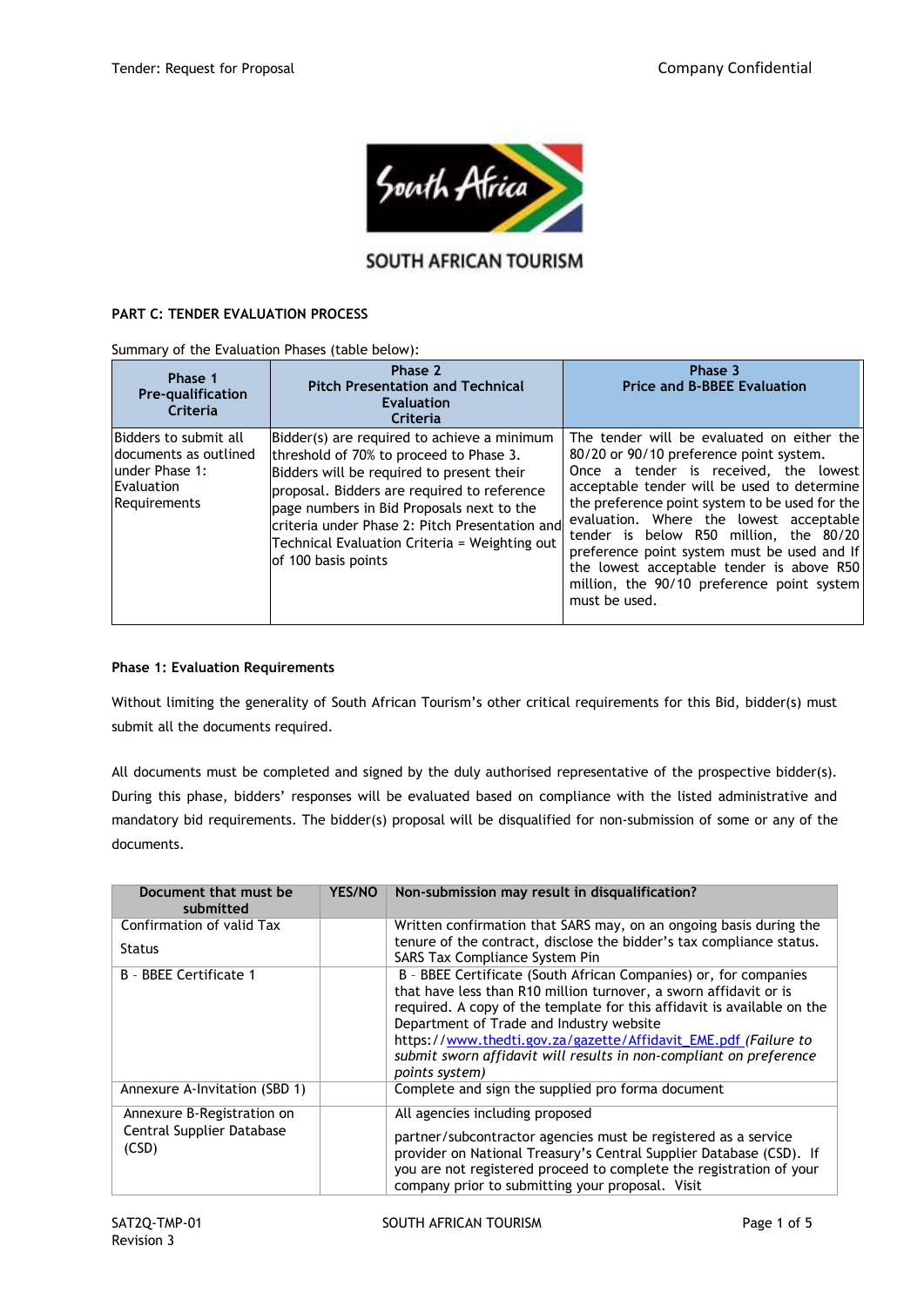SOUTH AFRICAN TOURISM

**PART C: TENDER EVALUATION PROCESS**

Summary of the Evaluation Phases (table below):

| Phase 1 Pre-qualification Criteria | Phase 2 Pitch Presentation and Technical Evaluation Criteria | Phase 3 Price and B-BBEE Evaluation |
|---|---|---|
| Bidders to submit all documents as outlined under Phase 1: Evaluation Requirements | Bidder(s) are required to achieve a minimum threshold of 70% to proceed to Phase 3. Bidders will be required to present their proposal. Bidders are required to reference page numbers in Bid Proposals next to the criteria under Phase 2: Pitch Presentation and Technical Evaluation Criteria = Weighting out of 100 basis points | The tender will be evaluated on either the 80/20 or 90/10 preference point system. Once a tender is received, the lowest acceptable tender will be used to determine the preference point system to be used for the evaluation. Where the lowest acceptable tender is below R50 million, the 80/20 preference point system must be used and If the lowest acceptable tender is above R50 million, the 90/10 preference point system must be used. |

**Phase 1: Evaluation Requirements**

Without limiting the generality of South African Tourism's other critical requirements for this Bid, bidder(s) must submit all the documents required.

All documents must be completed and signed by the duly authorised representative of the prospective bidder(s). During this phase, bidders' responses will be evaluated based on compliance with the listed administrative and mandatory bid requirements. The bidder(s) proposal will be disqualified for non-submission of some or any of the documents.

| Document that must be submitted | YES/NO | Non-submission may result in disqualification? |
|---|---|---|
| Confirmation of valid Tax Status | | Written confirmation that SARS may, on an ongoing basis during the tenure of the contract, disclose the bidder's tax compliance status. SARS Tax Compliance System Pin |
| B - BBEE Certificate 1 | | B - BBEE Certificate (South African Companies) or, for companies that have less than R10 million turnover, a sworn affidavit or is required. A copy of the template for this affidavit is available on the Department of Trade and Industry website https://www.thedti.gov.za/gazette/Affidavit_EME.pdf *(Failure to submit sworn affidavit will results in non-compliant on preference points system)* |
| Annexure A-Invitation (SBD 1) | | Complete and sign the supplied pro forma document |
| Annexure B-Registration on Central Supplier Database (CSD) | | All agencies including proposed partner/subcontractor agencies must be registered as a service provider on National Treasury's Central Supplier Database (CSD). If you are not registered proceed to complete the registration of your company prior to submitting your proposal. Visit |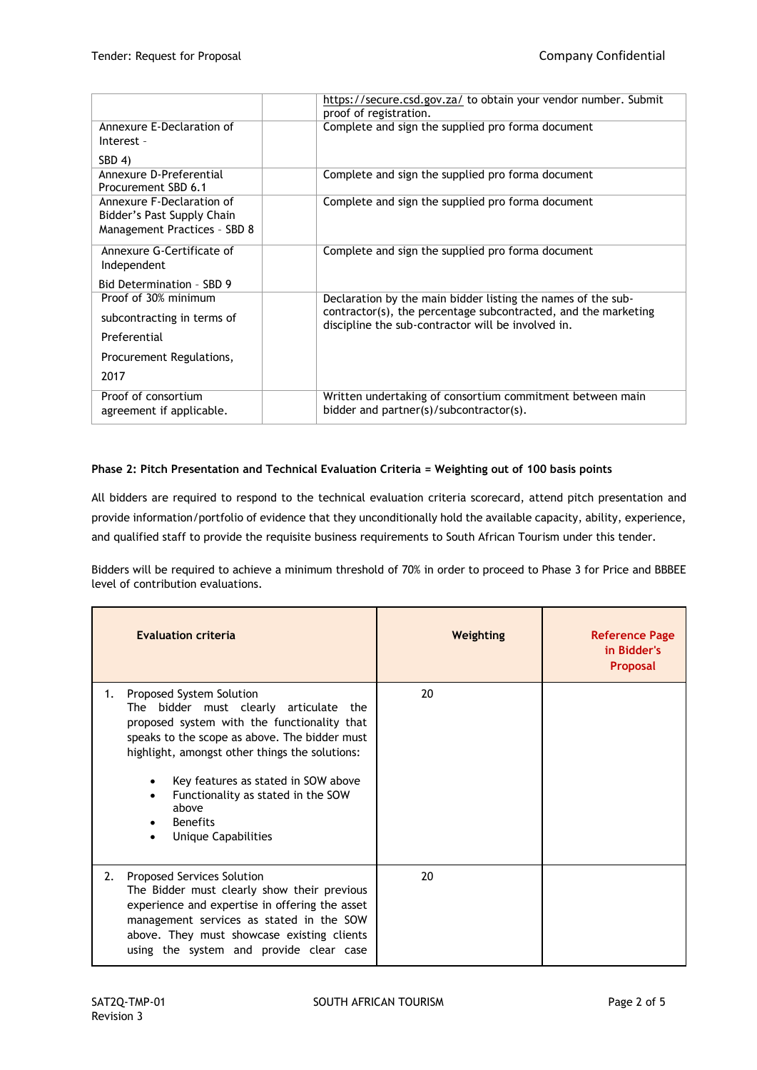| | | |
|---|---|---|
| | | https://secure.csd.gov.za/ to obtain your vendor number. Submit proof of registration. |
| Annexure E-Declaration of Interest - SBD 4) | | Complete and sign the supplied pro forma document |
| Annexure D-Preferential Procurement SBD 6.1 | | Complete and sign the supplied pro forma document |
| Annexure F-Declaration of Bidder's Past Supply Chain Management Practices - SBD 8 | | Complete and sign the supplied pro forma document |
| Annexure G-Certificate of Independent Bid Determination - SBD 9 | | Complete and sign the supplied pro forma document |
| Proof of 30% minimum subcontracting in terms of Preferential Procurement Regulations, 2017 | | Declaration by the main bidder listing the names of the sub-contractor(s), the percentage subcontracted, and the marketing discipline the sub-contractor will be involved in. |
| Proof of consortium agreement if applicable. | | Written undertaking of consortium commitment between main bidder and partner(s)/subcontractor(s). |

**Phase 2: Pitch Presentation and Technical Evaluation Criteria = Weighting out of 100 basis points**

All bidders are required to respond to the technical evaluation criteria scorecard, attend pitch presentation and provide information/portfolio of evidence that they unconditionally hold the available capacity, ability, experience, and qualified staff to provide the requisite business requirements to South African Tourism under this tender.

Bidders will be required to achieve a minimum threshold of 70% in order to proceed to Phase 3 for Price and BBBEE level of contribution evaluations.

| Evaluation criteria | Weighting | Reference Page in Bidder's Proposal |
|---|---|---|
| 1. Proposed System Solution<br>The bidder must clearly articulate the proposed system with the functionality that speaks to the scope as above. The bidder must highlight, amongst other things the solutions:<br>• Key features as stated in SOW above<br>• Functionality as stated in the SOW above<br>• Benefits<br>• Unique Capabilities | 20 | |
| 2. Proposed Services Solution<br>The Bidder must clearly show their previous experience and expertise in offering the asset management services as stated in the SOW above. They must showcase existing clients using the system and provide clear case | 20 | |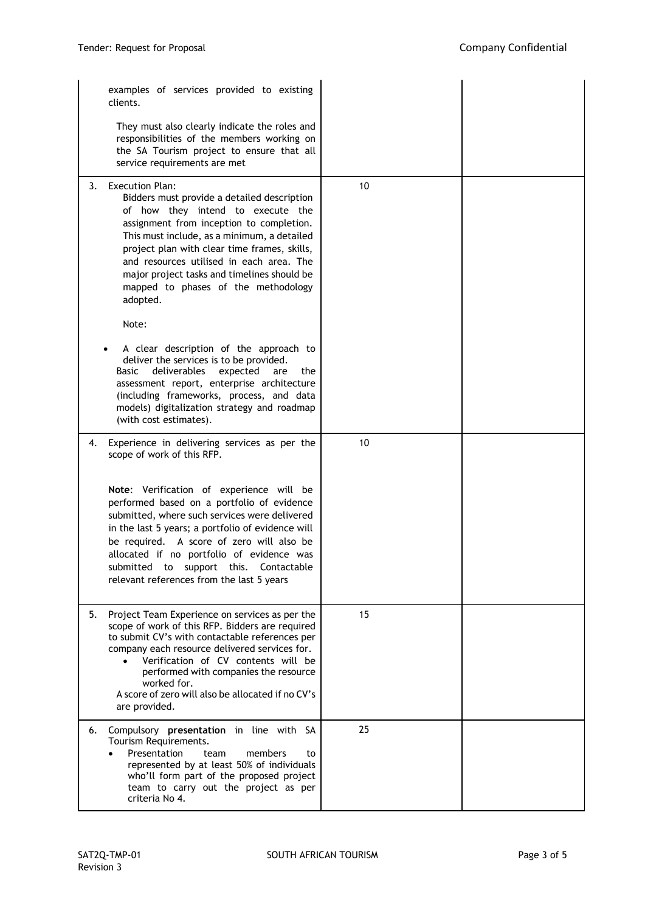| | | |
|---|---|---|
| examples of services provided to existing clients.<br><br>They must also clearly indicate the roles and responsibilities of the members working on the SA Tourism project to ensure that all service requirements are met | | |
| 3. Execution Plan:<br>Bidders must provide a detailed description of how they intend to execute the assignment from inception to completion. This must include, as a minimum, a detailed project plan with clear time frames, skills, and resources utilised in each area. The major project tasks and timelines should be mapped to phases of the methodology adopted.<br><br>Note:<br><br>• A clear description of the approach to deliver the services is to be provided.<br>Basic deliverables expected are the assessment report, enterprise architecture (including frameworks, process, and data models) digitalization strategy and roadmap (with cost estimates). | 10 | |
| 4. Experience in delivering services as per the scope of work of this RFP.<br><br>**Note**: Verification of experience will be performed based on a portfolio of evidence submitted, where such services were delivered in the last 5 years; a portfolio of evidence will be required. A score of zero will also be allocated if no portfolio of evidence was submitted to support this. Contactable relevant references from the last 5 years | 10 | |
| 5. Project Team Experience on services as per the scope of work of this RFP. Bidders are required to submit CV's with contactable references per company each resource delivered services for.<br>• Verification of CV contents will be performed with companies the resource worked for.<br>A score of zero will also be allocated if no CV's are provided. | 15 | |
| 6. Compulsory **presentation** in line with SA Tourism Requirements.<br>• Presentation team members to represented by at least 50% of individuals who'll form part of the proposed project team to carry out the project as per criteria No 4. | 25 | |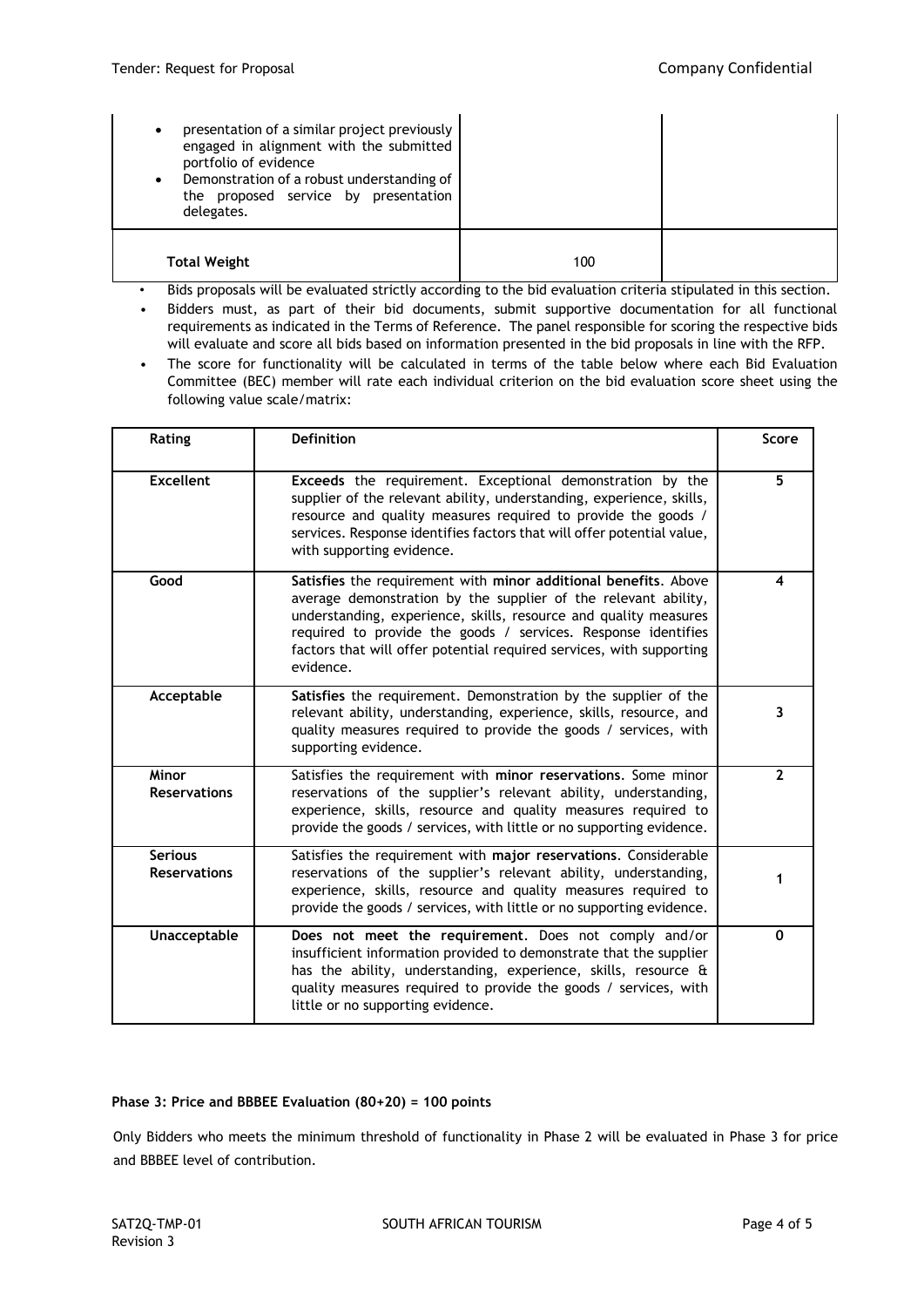| | | |
|---|---|---|
| • presentation of a similar project previously engaged in alignment with the submitted portfolio of evidence<br>• Demonstration of a robust understanding of the proposed service by presentation delegates. | | |
| **Total Weight** | 100 | |

- Bids proposals will be evaluated strictly according to the bid evaluation criteria stipulated in this section.
- Bidders must, as part of their bid documents, submit supportive documentation for all functional requirements as indicated in the Terms of Reference. The panel responsible for scoring the respective bids will evaluate and score all bids based on information presented in the bid proposals in line with the RFP.
- The score for functionality will be calculated in terms of the table below where each Bid Evaluation Committee (BEC) member will rate each individual criterion on the bid evaluation score sheet using the following value scale/matrix:

| Rating | Definition | Score |
|---|---|---|
| **Excellent** | **Exceeds** the requirement. Exceptional demonstration by the supplier of the relevant ability, understanding, experience, skills, resource and quality measures required to provide the goods / services. Response identifies factors that will offer potential value, with supporting evidence. | 5 |
| **Good** | **Satisfies** the requirement with **minor additional benefits**. Above average demonstration by the supplier of the relevant ability, understanding, experience, skills, resource and quality measures required to provide the goods / services. Response identifies factors that will offer potential required services, with supporting evidence. | 4 |
| **Acceptable** | **Satisfies** the requirement. Demonstration by the supplier of the relevant ability, understanding, experience, skills, resource, and quality measures required to provide the goods / services, with supporting evidence. | 3 |
| **Minor Reservations** | Satisfies the requirement with **minor reservations**. Some minor reservations of the supplier's relevant ability, understanding, experience, skills, resource and quality measures required to provide the goods / services, with little or no supporting evidence. | 2 |
| **Serious Reservations** | Satisfies the requirement with **major reservations**. Considerable reservations of the supplier's relevant ability, understanding, experience, skills, resource and quality measures required to provide the goods / services, with little or no supporting evidence. | 1 |
| **Unacceptable** | **Does not meet the requirement**. Does not comply and/or insufficient information provided to demonstrate that the supplier has the ability, understanding, experience, skills, resource & quality measures required to provide the goods / services, with little or no supporting evidence. | 0 |

**Phase 3: Price and BBBEE Evaluation (80+20) = 100 points**

Only Bidders who meets the minimum threshold of functionality in Phase 2 will be evaluated in Phase 3 for price and BBBEE level of contribution.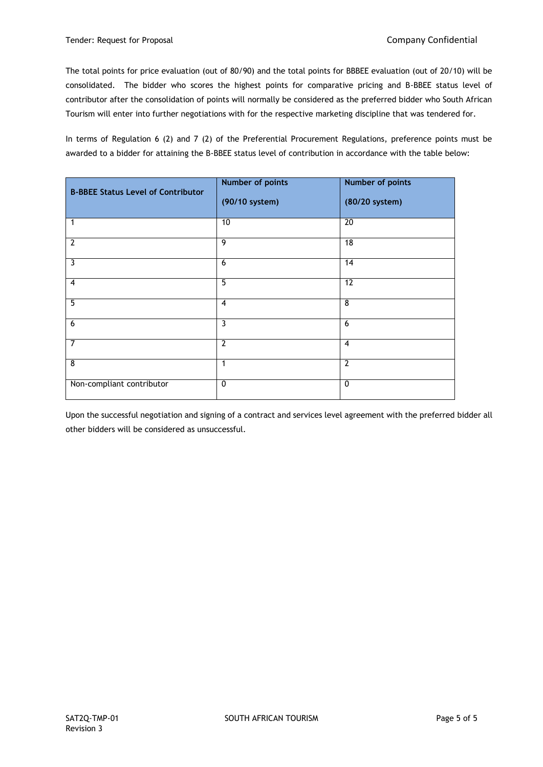The total points for price evaluation (out of 80/90) and the total points for BBBEE evaluation (out of 20/10) will be consolidated. The bidder who scores the highest points for comparative pricing and B-BBEE status level of contributor after the consolidation of points will normally be considered as the preferred bidder who South African Tourism will enter into further negotiations with for the respective marketing discipline that was tendered for.

In terms of Regulation 6 (2) and 7 (2) of the Preferential Procurement Regulations, preference points must be awarded to a bidder for attaining the B-BBEE status level of contribution in accordance with the table below:

| B-BBEE Status Level of Contributor | Number of points (90/10 system) | Number of points (80/20 system) |
|---|---|---|
| 1 | 10 | 20 |
| 2 | 9 | 18 |
| 3 | 6 | 14 |
| 4 | 5 | 12 |
| 5 | 4 | 8 |
| 6 | 3 | 6 |
| 7 | 2 | 4 |
| 8 | 1 | 2 |
| Non-compliant contributor | 0 | 0 |

Upon the successful negotiation and signing of a contract and services level agreement with the preferred bidder all other bidders will be considered as unsuccessful.